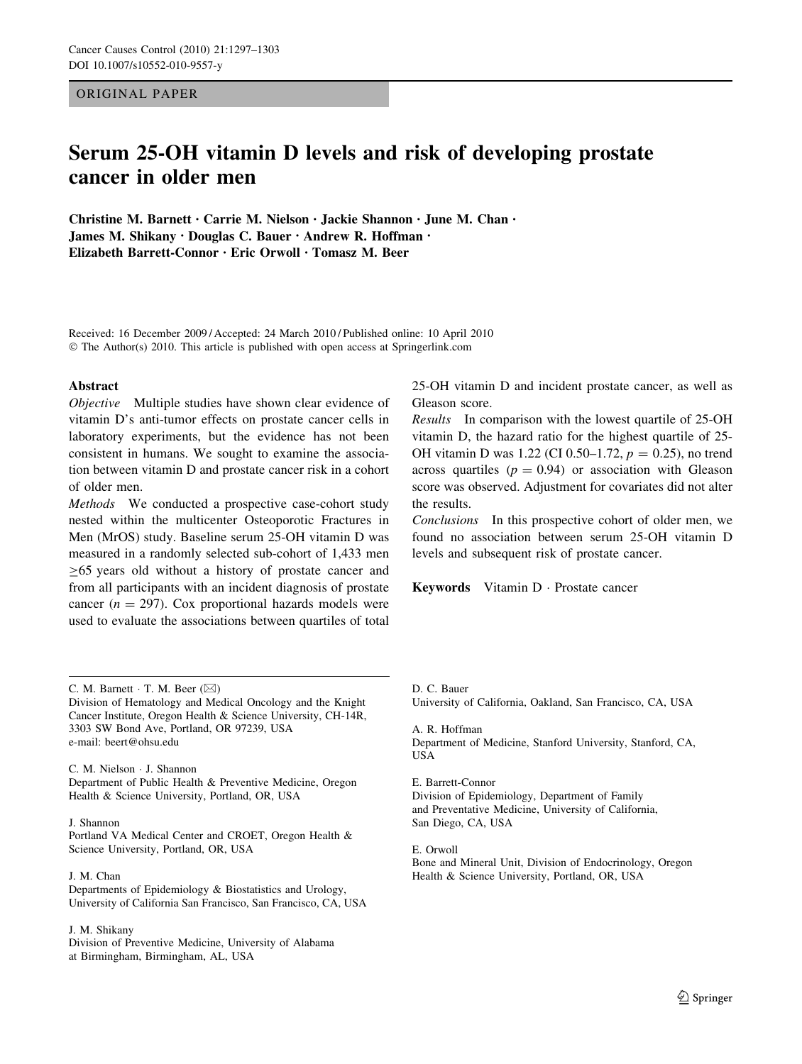ORIGINAL PAPER

# Serum 25-OH vitamin D levels and risk of developing prostate cancer in older men

Christine M. Barnett · Carrie M. Nielson · Jackie Shannon · June M. Chan · James M. Shikany · Douglas C. Bauer · Andrew R. Hoffman · Elizabeth Barrett-Connor · Eric Orwoll · Tomasz M. Beer

Received: 16 December 2009 / Accepted: 24 March 2010 / Published online: 10 April 2010
© The Author(s) 2010. This article is published with open access at Springerlink.com

## Abstract

*Objective* Multiple studies have shown clear evidence of vitamin D's anti-tumor effects on prostate cancer cells in laboratory experiments, but the evidence has not been consistent in humans. We sought to examine the association between vitamin D and prostate cancer risk in a cohort of older men.

*Methods* We conducted a prospective case-cohort study nested within the multicenter Osteoporotic Fractures in Men (MrOS) study. Baseline serum 25-OH vitamin D was measured in a randomly selected sub-cohort of 1,433 men $\geq$65 years old without a history of prostate cancer and from all participants with an incident diagnosis of prostate cancer ($n = 297$). Cox proportional hazards models were used to evaluate the associations between quartiles of total 25-OH vitamin D and incident prostate cancer, as well as Gleason score.

*Results* In comparison with the lowest quartile of 25-OH vitamin D, the hazard ratio for the highest quartile of 25-OH vitamin D was 1.22 (CI 0.50–1.72, $p = 0.25$), no trend across quartiles ($p = 0.94$) or association with Gleason score was observed. Adjustment for covariates did not alter the results.

*Conclusions* In this prospective cohort of older men, we found no association between serum 25-OH vitamin D levels and subsequent risk of prostate cancer.

**Keywords** Vitamin D · Prostate cancer

---

C. M. Barnett · T. M. Beer (✉)
Division of Hematology and Medical Oncology and the Knight Cancer Institute, Oregon Health & Science University, CH-14R, 3303 SW Bond Ave, Portland, OR 97239, USA
e-mail: beert@ohsu.edu

C. M. Nielson · J. Shannon
Department of Public Health & Preventive Medicine, Oregon Health & Science University, Portland, OR, USA

J. Shannon
Portland VA Medical Center and CROET, Oregon Health & Science University, Portland, OR, USA

J. M. Chan
Departments of Epidemiology & Biostatistics and Urology, University of California San Francisco, San Francisco, CA, USA

J. M. Shikany
Division of Preventive Medicine, University of Alabama at Birmingham, Birmingham, AL, USA

D. C. Bauer
University of California, Oakland, San Francisco, CA, USA

A. R. Hoffman
Department of Medicine, Stanford University, Stanford, CA, USA

E. Barrett-Connor
Division of Epidemiology, Department of Family and Preventative Medicine, University of California, San Diego, CA, USA

E. Orwoll
Bone and Mineral Unit, Division of Endocrinology, Oregon Health & Science University, Portland, OR, USA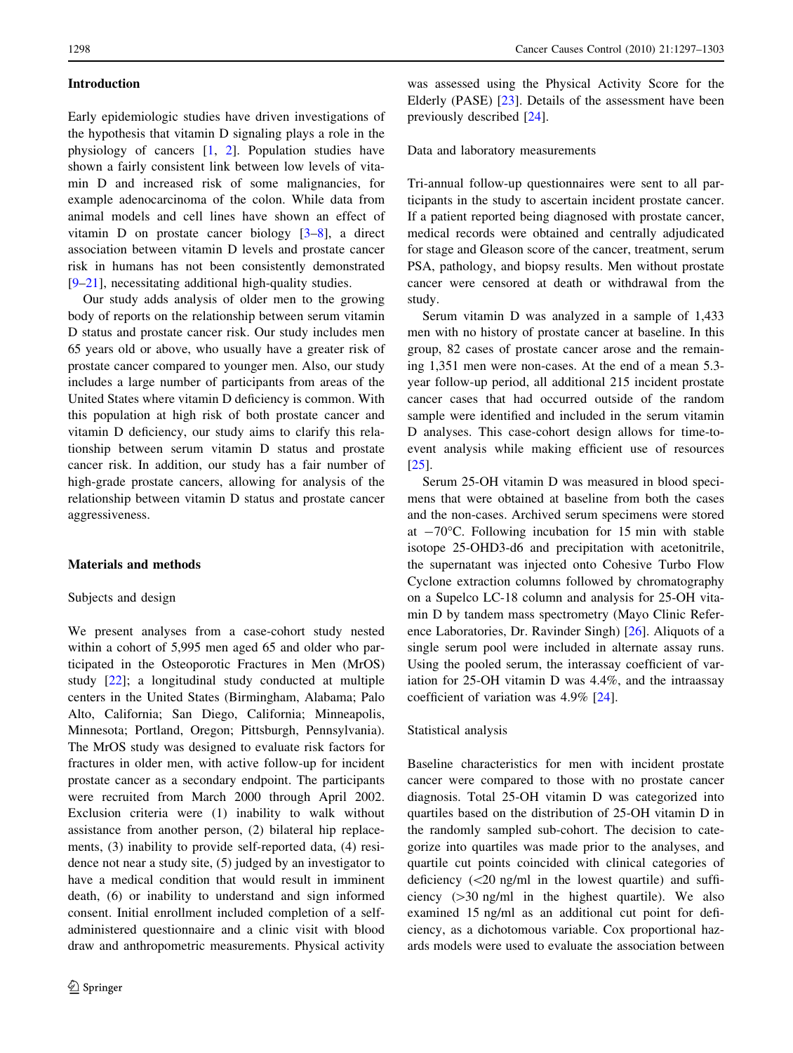## Introduction

Early epidemiologic studies have driven investigations of the hypothesis that vitamin D signaling plays a role in the physiology of cancers [1, 2]. Population studies have shown a fairly consistent link between low levels of vitamin D and increased risk of some malignancies, for example adenocarcinoma of the colon. While data from animal models and cell lines have shown an effect of vitamin D on prostate cancer biology [3–8], a direct association between vitamin D levels and prostate cancer risk in humans has not been consistently demonstrated [9–21], necessitating additional high-quality studies.

Our study adds analysis of older men to the growing body of reports on the relationship between serum vitamin D status and prostate cancer risk. Our study includes men 65 years old or above, who usually have a greater risk of prostate cancer compared to younger men. Also, our study includes a large number of participants from areas of the United States where vitamin D deficiency is common. With this population at high risk of both prostate cancer and vitamin D deficiency, our study aims to clarify this relationship between serum vitamin D status and prostate cancer risk. In addition, our study has a fair number of high-grade prostate cancers, allowing for analysis of the relationship between vitamin D status and prostate cancer aggressiveness.

## Materials and methods

### Subjects and design

We present analyses from a case-cohort study nested within a cohort of 5,995 men aged 65 and older who participated in the Osteoporotic Fractures in Men (MrOS) study [22]; a longitudinal study conducted at multiple centers in the United States (Birmingham, Alabama; Palo Alto, California; San Diego, California; Minneapolis, Minnesota; Portland, Oregon; Pittsburgh, Pennsylvania). The MrOS study was designed to evaluate risk factors for fractures in older men, with active follow-up for incident prostate cancer as a secondary endpoint. The participants were recruited from March 2000 through April 2002. Exclusion criteria were (1) inability to walk without assistance from another person, (2) bilateral hip replacements, (3) inability to provide self-reported data, (4) residence not near a study site, (5) judged by an investigator to have a medical condition that would result in imminent death, (6) or inability to understand and sign informed consent. Initial enrollment included completion of a self-administered questionnaire and a clinic visit with blood draw and anthropometric measurements. Physical activity was assessed using the Physical Activity Score for the Elderly (PASE) [23]. Details of the assessment have been previously described [24].

### Data and laboratory measurements

Tri-annual follow-up questionnaires were sent to all participants in the study to ascertain incident prostate cancer. If a patient reported being diagnosed with prostate cancer, medical records were obtained and centrally adjudicated for stage and Gleason score of the cancer, treatment, serum PSA, pathology, and biopsy results. Men without prostate cancer were censored at death or withdrawal from the study.

Serum vitamin D was analyzed in a sample of 1,433 men with no history of prostate cancer at baseline. In this group, 82 cases of prostate cancer arose and the remaining 1,351 men were non-cases. At the end of a mean 5.3-year follow-up period, all additional 215 incident prostate cancer cases that had occurred outside of the random sample were identified and included in the serum vitamin D analyses. This case-cohort design allows for time-to-event analysis while making efficient use of resources [25].

Serum 25-OH vitamin D was measured in blood specimens that were obtained at baseline from both the cases and the non-cases. Archived serum specimens were stored at −70°C. Following incubation for 15 min with stable isotope 25-OHD3-d6 and precipitation with acetonitrile, the supernatant was injected onto Cohesive Turbo Flow Cyclone extraction columns followed by chromatography on a Supelco LC-18 column and analysis for 25-OH vitamin D by tandem mass spectrometry (Mayo Clinic Reference Laboratories, Dr. Ravinder Singh) [26]. Aliquots of a single serum pool were included in alternate assay runs. Using the pooled serum, the interassay coefficient of variation for 25-OH vitamin D was 4.4%, and the intraassay coefficient of variation was 4.9% [24].

### Statistical analysis

Baseline characteristics for men with incident prostate cancer were compared to those with no prostate cancer diagnosis. Total 25-OH vitamin D was categorized into quartiles based on the distribution of 25-OH vitamin D in the randomly sampled sub-cohort. The decision to categorize into quartiles was made prior to the analyses, and quartile cut points coincided with clinical categories of deficiency (<20 ng/ml in the lowest quartile) and sufficiency (>30 ng/ml in the highest quartile). We also examined 15 ng/ml as an additional cut point for deficiency, as a dichotomous variable. Cox proportional hazards models were used to evaluate the association between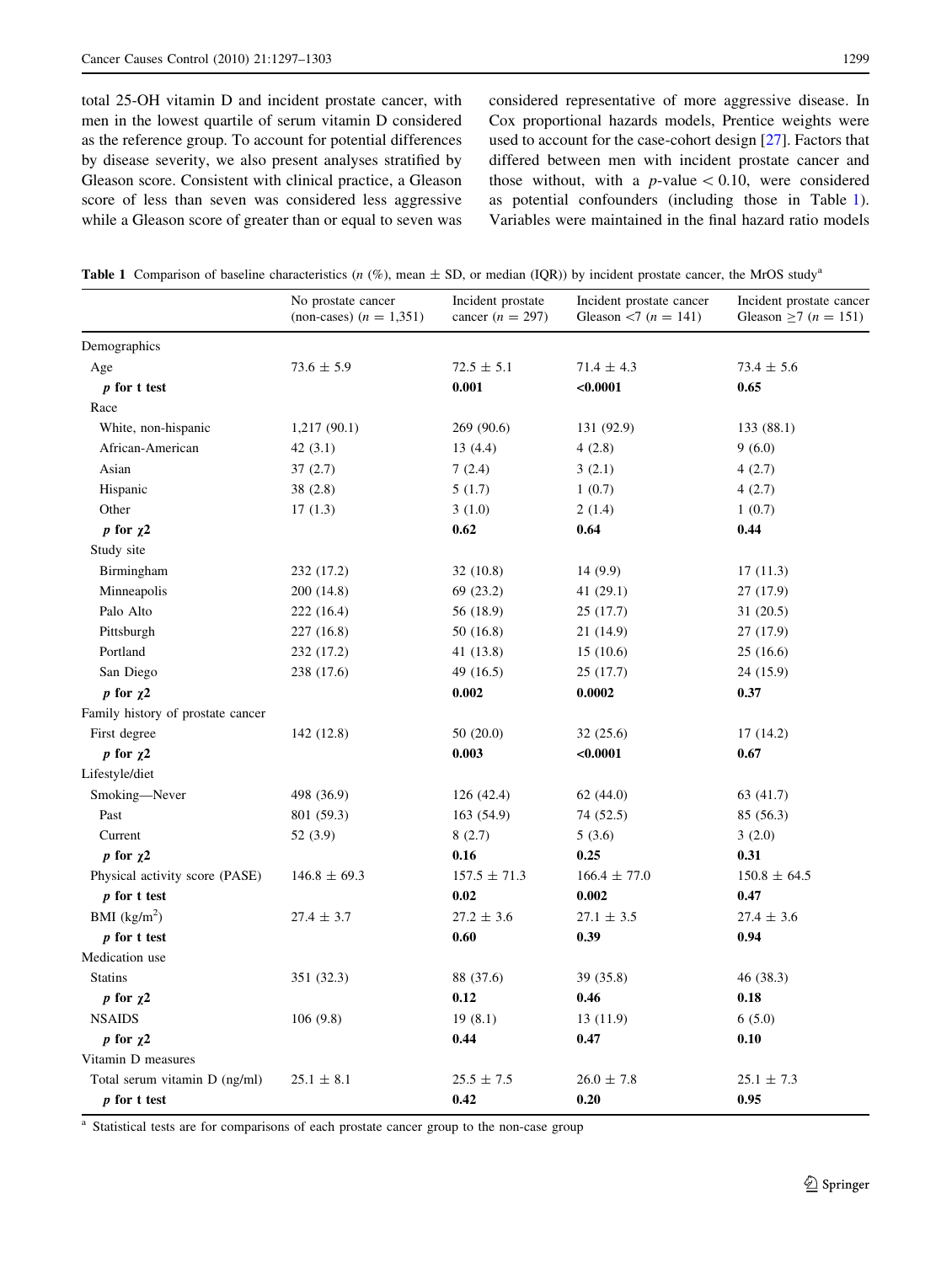total 25-OH vitamin D and incident prostate cancer, with men in the lowest quartile of serum vitamin D considered as the reference group. To account for potential differences by disease severity, we also present analyses stratified by Gleason score. Consistent with clinical practice, a Gleason score of less than seven was considered less aggressive while a Gleason score of greater than or equal to seven was considered representative of more aggressive disease. In Cox proportional hazards models, Prentice weights were used to account for the case-cohort design [27]. Factors that differed between men with incident prostate cancer and those without, with a $p$-value $< 0.10$, were considered as potential confounders (including those in Table 1). Variables were maintained in the final hazard ratio models

**Table 1** Comparison of baseline characteristics ($n$ (%), mean ± SD, or median (IQR)) by incident prostate cancer, the MrOS study[a]

| | No prostate cancer (non-cases) ($n$ = 1,351) | Incident prostate cancer ($n$ = 297) | Incident prostate cancer Gleason <7 ($n$ = 141) | Incident prostate cancer Gleason ≥7 ($n$ = 151) |
|---|---|---|---|---|
| Demographics | | | | |
| Age | 73.6 ± 5.9 | 72.5 ± 5.1 | 71.4 ± 4.3 | 73.4 ± 5.6 |
| ***p* for t test** | | **0.001** | **<0.0001** | **0.65** |
| Race | | | | |
| White, non-hispanic | 1,217 (90.1) | 269 (90.6) | 131 (92.9) | 133 (88.1) |
| African-American | 42 (3.1) | 13 (4.4) | 4 (2.8) | 9 (6.0) |
| Asian | 37 (2.7) | 7 (2.4) | 3 (2.1) | 4 (2.7) |
| Hispanic | 38 (2.8) | 5 (1.7) | 1 (0.7) | 4 (2.7) |
| Other | 17 (1.3) | 3 (1.0) | 2 (1.4) | 1 (0.7) |
| ***p* for χ2** | | **0.62** | **0.64** | **0.44** |
| Study site | | | | |
| Birmingham | 232 (17.2) | 32 (10.8) | 14 (9.9) | 17 (11.3) |
| Minneapolis | 200 (14.8) | 69 (23.2) | 41 (29.1) | 27 (17.9) |
| Palo Alto | 222 (16.4) | 56 (18.9) | 25 (17.7) | 31 (20.5) |
| Pittsburgh | 227 (16.8) | 50 (16.8) | 21 (14.9) | 27 (17.9) |
| Portland | 232 (17.2) | 41 (13.8) | 15 (10.6) | 25 (16.6) |
| San Diego | 238 (17.6) | 49 (16.5) | 25 (17.7) | 24 (15.9) |
| ***p* for χ2** | | **0.002** | **0.0002** | **0.37** |
| Family history of prostate cancer | | | | |
| First degree | 142 (12.8) | 50 (20.0) | 32 (25.6) | 17 (14.2) |
| ***p* for χ2** | | **0.003** | **<0.0001** | **0.67** |
| Lifestyle/diet | | | | |
| Smoking—Never | 498 (36.9) | 126 (42.4) | 62 (44.0) | 63 (41.7) |
| Past | 801 (59.3) | 163 (54.9) | 74 (52.5) | 85 (56.3) |
| Current | 52 (3.9) | 8 (2.7) | 5 (3.6) | 3 (2.0) |
| ***p* for χ2** | | **0.16** | **0.25** | **0.31** |
| Physical activity score (PASE) | 146.8 ± 69.3 | 157.5 ± 71.3 | 166.4 ± 77.0 | 150.8 ± 64.5 |
| ***p* for t test** | | **0.02** | **0.002** | **0.47** |
| BMI (kg/m$^2$) | 27.4 ± 3.7 | 27.2 ± 3.6 | 27.1 ± 3.5 | 27.4 ± 3.6 |
| ***p* for t test** | | **0.60** | **0.39** | **0.94** |
| Medication use | | | | |
| Statins | 351 (32.3) | 88 (37.6) | 39 (35.8) | 46 (38.3) |
| ***p* for χ2** | | **0.12** | **0.46** | **0.18** |
| NSAIDS | 106 (9.8) | 19 (8.1) | 13 (11.9) | 6 (5.0) |
| ***p* for χ2** | | **0.44** | **0.47** | **0.10** |
| Vitamin D measures | | | | |
| Total serum vitamin D (ng/ml) | 25.1 ± 8.1 | 25.5 ± 7.5 | 26.0 ± 7.8 | 25.1 ± 7.3 |
| ***p* for t test** | | **0.42** | **0.20** | **0.95** |

[a] Statistical tests are for comparisons of each prostate cancer group to the non-case group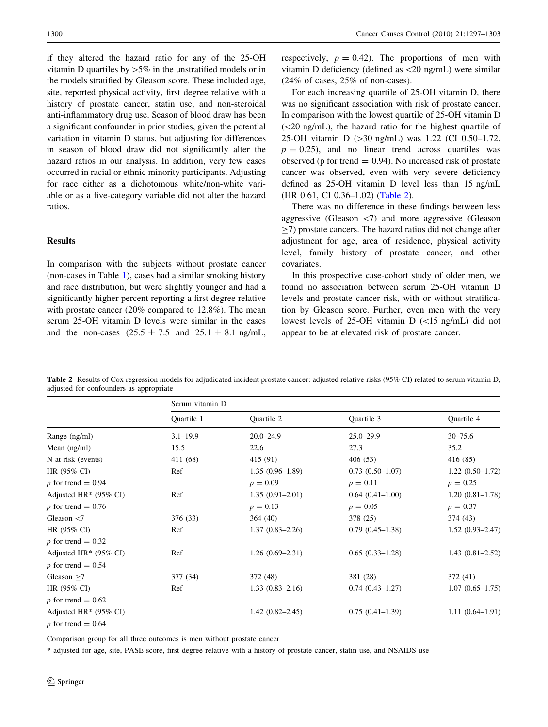if they altered the hazard ratio for any of the 25-OH vitamin D quartiles by >5% in the unstratified models or in the models stratified by Gleason score. These included age, site, reported physical activity, first degree relative with a history of prostate cancer, statin use, and non-steroidal anti-inflammatory drug use. Season of blood draw has been a significant confounder in prior studies, given the potential variation in vitamin D status, but adjusting for differences in season of blood draw did not significantly alter the hazard ratios in our analysis. In addition, very few cases occurred in racial or ethnic minority participants. Adjusting for race either as a dichotomous white/non-white variable or as a five-category variable did not alter the hazard ratios.

## Results

In comparison with the subjects without prostate cancer (non-cases in Table 1), cases had a similar smoking history and race distribution, but were slightly younger and had a significantly higher percent reporting a first degree relative with prostate cancer (20% compared to 12.8%). The mean serum 25-OH vitamin D levels were similar in the cases and the non-cases ($25.5 \pm 7.5$ and $25.1 \pm 8.1$ ng/mL, respectively, $p = 0.42$). The proportions of men with vitamin D deficiency (defined as <20 ng/mL) were similar (24% of cases, 25% of non-cases).

For each increasing quartile of 25-OH vitamin D, there was no significant association with risk of prostate cancer. In comparison with the lowest quartile of 25-OH vitamin D (<20 ng/mL), the hazard ratio for the highest quartile of 25-OH vitamin D (>30 ng/mL) was 1.22 (CI 0.50–1.72, $p = 0.25$), and no linear trend across quartiles was observed (p for trend = 0.94). No increased risk of prostate cancer was observed, even with very severe deficiency defined as 25-OH vitamin D level less than 15 ng/mL (HR 0.61, CI 0.36–1.02) (Table 2).

There was no difference in these findings between less aggressive (Gleason <7) and more aggressive (Gleason ≥7) prostate cancers. The hazard ratios did not change after adjustment for age, area of residence, physical activity level, family history of prostate cancer, and other covariates.

In this prospective case-cohort study of older men, we found no association between serum 25-OH vitamin D levels and prostate cancer risk, with or without stratification by Gleason score. Further, even men with the very lowest levels of 25-OH vitamin D (<15 ng/mL) did not appear to be at elevated risk of prostate cancer.

**Table 2** Results of Cox regression models for adjudicated incident prostate cancer: adjusted relative risks (95% CI) related to serum vitamin D, adjusted for confounders as appropriate

| | Serum vitamin D | | | |
|---|---|---|---|---|
| | Quartile 1 | Quartile 2 | Quartile 3 | Quartile 4 |
| Range (ng/ml) | 3.1–19.9 | 20.0–24.9 | 25.0–29.9 | 30–75.6 |
| Mean (ng/ml) | 15.5 | 22.6 | 27.3 | 35.2 |
| N at risk (events) | 411 (68) | 415 (91) | 406 (53) | 416 (85) |
| HR (95% CI) | Ref | 1.35 (0.96–1.89) | 0.73 (0.50–1.07) | 1.22 (0.50–1.72) |
| $p$ for trend = 0.94 | | $p = 0.09$ | $p = 0.11$ | $p = 0.25$ |
| Adjusted HR* (95% CI) | Ref | 1.35 (0.91–2.01) | 0.64 (0.41–1.00) | 1.20 (0.81–1.78) |
| $p$ for trend = 0.76 | | $p = 0.13$ | $p = 0.05$ | $p = 0.37$ |
| Gleason <7 | 376 (33) | 364 (40) | 378 (25) | 374 (43) |
| HR (95% CI) | Ref | 1.37 (0.83–2.26) | 0.79 (0.45–1.38) | 1.52 (0.93–2.47) |
| $p$ for trend = 0.32 | | | | |
| Adjusted HR* (95% CI) | Ref | 1.26 (0.69–2.31) | 0.65 (0.33–1.28) | 1.43 (0.81–2.52) |
| $p$ for trend = 0.54 | | | | |
| Gleason ≥7 | 377 (34) | 372 (48) | 381 (28) | 372 (41) |
| HR (95% CI) | Ref | 1.33 (0.83–2.16) | 0.74 (0.43–1.27) | 1.07 (0.65–1.75) |
| $p$ for trend = 0.62 | | | | |
| Adjusted HR* (95% CI) | | 1.42 (0.82–2.45) | 0.75 (0.41–1.39) | 1.11 (0.64–1.91) |
| $p$ for trend = 0.64 | | | | |

Comparison group for all three outcomes is men without prostate cancer

\* adjusted for age, site, PASE score, first degree relative with a history of prostate cancer, statin use, and NSAIDS use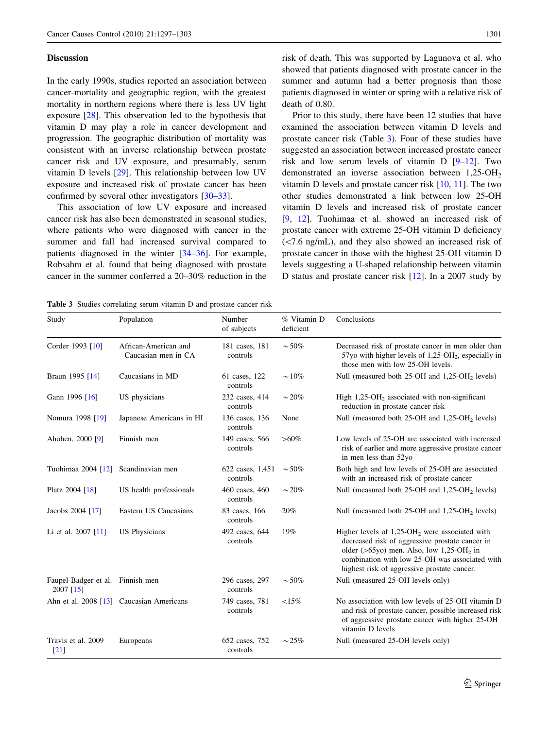## Discussion

In the early 1990s, studies reported an association between cancer-mortality and geographic region, with the greatest mortality in northern regions where there is less UV light exposure [28]. This observation led to the hypothesis that vitamin D may play a role in cancer development and progression. The geographic distribution of mortality was consistent with an inverse relationship between prostate cancer risk and UV exposure, and presumably, serum vitamin D levels [29]. This relationship between low UV exposure and increased risk of prostate cancer has been confirmed by several other investigators [30–33].

This association of low UV exposure and increased cancer risk has also been demonstrated in seasonal studies, where patients who were diagnosed with cancer in the summer and fall had increased survival compared to patients diagnosed in the winter [34–36]. For example, Robsahm et al. found that being diagnosed with prostate cancer in the summer conferred a 20–30% reduction in the risk of death. This was supported by Lagunova et al. who showed that patients diagnosed with prostate cancer in the summer and autumn had a better prognosis than those patients diagnosed in winter or spring with a relative risk of death of 0.80.

Prior to this study, there have been 12 studies that have examined the association between vitamin D levels and prostate cancer risk (Table 3). Four of these studies have suggested an association between increased prostate cancer risk and low serum levels of vitamin D [9–12]. Two demonstrated an inverse association between 1,25-$OH_2$ vitamin D levels and prostate cancer risk [10, 11]. The two other studies demonstrated a link between low 25-OH vitamin D levels and increased risk of prostate cancer [9, 12]. Tuohimaa et al. showed an increased risk of prostate cancer with extreme 25-OH vitamin D deficiency (<7.6 ng/mL), and they also showed an increased risk of prostate cancer in those with the highest 25-OH vitamin D levels suggesting a U-shaped relationship between vitamin D status and prostate cancer risk [12]. In a 2007 study by

**Table 3** Studies correlating serum vitamin D and prostate cancer risk

| Study | Population | Number of subjects | % Vitamin D deficient | Conclusions |
|---|---|---|---|---|
| Corder 1993 [10] | African-American and Caucasian men in CA | 181 cases, 181 controls | ~50% | Decreased risk of prostate cancer in men older than 57yo with higher levels of 1,25-$OH_2$, especially in those men with low 25-OH levels. |
| Braun 1995 [14] | Caucasians in MD | 61 cases, 122 controls | ~10% | Null (measured both 25-OH and 1,25-$OH_2$ levels) |
| Gann 1996 [16] | US physicians | 232 cases, 414 controls | ~20% | High 1,25-$OH_2$ associated with non-significant reduction in prostate cancer risk |
| Nomura 1998 [19] | Japanese Americans in HI | 136 cases, 136 controls | None | Null (measured both 25-OH and 1,25-$OH_2$ levels) |
| Ahohen, 2000 [9] | Finnish men | 149 cases, 566 controls | >60% | Low levels of 25-OH are associated with increased risk of earlier and more aggressive prostate cancer in men less than 52yo |
| Tuohimaa 2004 [12] | Scandinavian men | 622 cases, 1,451 controls | ~50% | Both high and low levels of 25-OH are associated with an increased risk of prostate cancer |
| Platz 2004 [18] | US health professionals | 460 cases, 460 controls | ~20% | Null (measured both 25-OH and 1,25-$OH_2$ levels) |
| Jacobs 2004 [17] | Eastern US Caucasians | 83 cases, 166 controls | 20% | Null (measured both 25-OH and 1,25-$OH_2$ levels) |
| Li et al. 2007 [11] | US Physicians | 492 cases, 644 controls | 19% | Higher levels of 1,25-$OH_2$ were associated with decreased risk of aggressive prostate cancer in older (>65yo) men. Also, low 1,25-$OH_2$ in combination with low 25-OH was associated with highest risk of aggressive prostate cancer. |
| Faupel-Badger et al. 2007 [15] | Finnish men | 296 cases, 297 controls | ~50% | Null (measured 25-OH levels only) |
| Ahn et al. 2008 [13] | Caucasian Americans | 749 cases, 781 controls | <15% | No association with low levels of 25-OH vitamin D and risk of prostate cancer, possible increased risk of aggressive prostate cancer with higher 25-OH vitamin D levels |
| Travis et al. 2009 [21] | Europeans | 652 cases, 752 controls | ~25% | Null (measured 25-OH levels only) |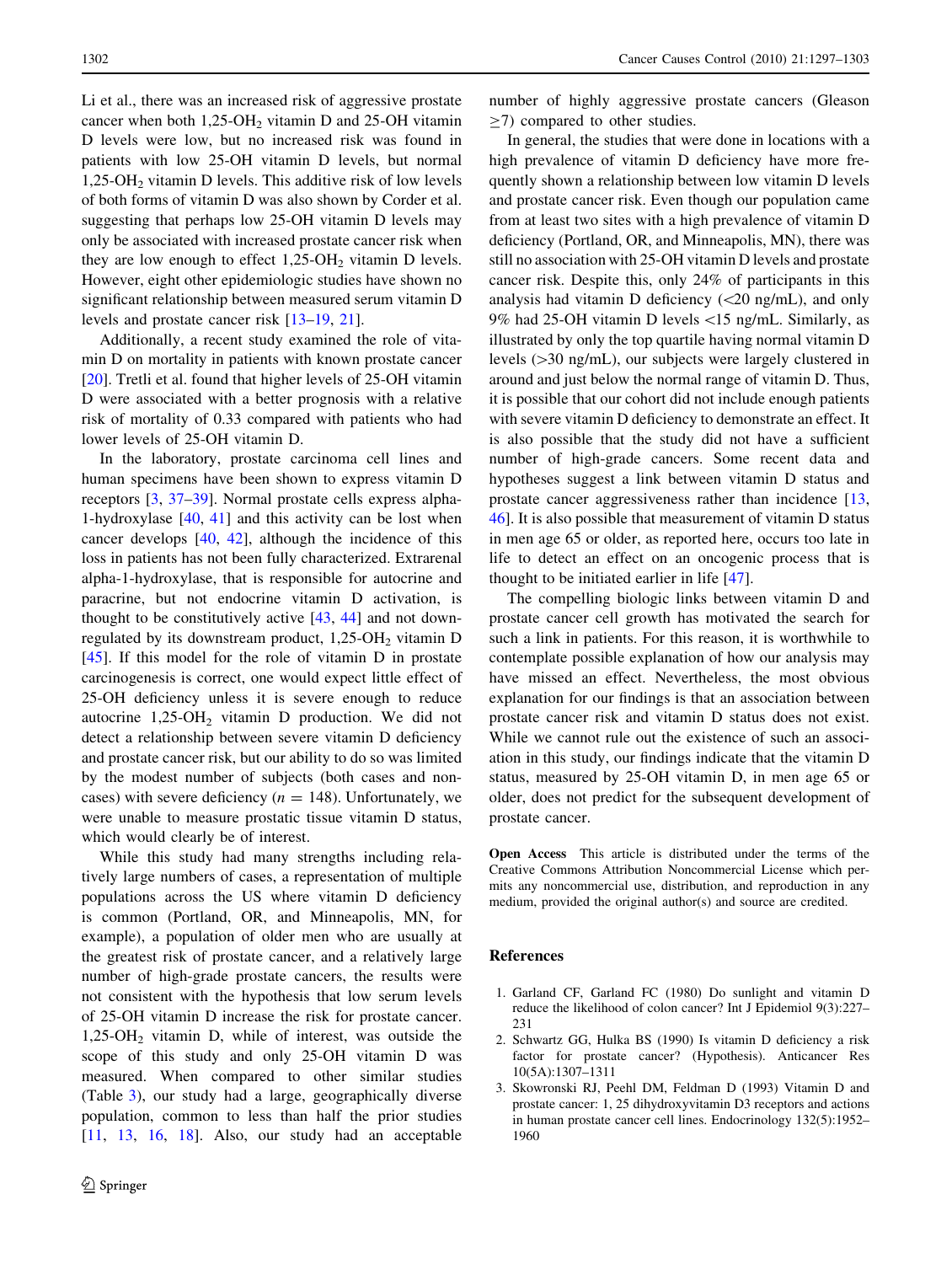Li et al., there was an increased risk of aggressive prostate cancer when both 1,25-$OH_2$ vitamin D and 25-OH vitamin D levels were low, but no increased risk was found in patients with low 25-OH vitamin D levels, but normal 1,25-$OH_2$ vitamin D levels. This additive risk of low levels of both forms of vitamin D was also shown by Corder et al. suggesting that perhaps low 25-OH vitamin D levels may only be associated with increased prostate cancer risk when they are low enough to effect 1,25-$OH_2$ vitamin D levels. However, eight other epidemiologic studies have shown no significant relationship between measured serum vitamin D levels and prostate cancer risk [13–19, 21].

Additionally, a recent study examined the role of vitamin D on mortality in patients with known prostate cancer [20]. Tretli et al. found that higher levels of 25-OH vitamin D were associated with a better prognosis with a relative risk of mortality of 0.33 compared with patients who had lower levels of 25-OH vitamin D.

In the laboratory, prostate carcinoma cell lines and human specimens have been shown to express vitamin D receptors [3, 37–39]. Normal prostate cells express alpha-1-hydroxylase [40, 41] and this activity can be lost when cancer develops [40, 42], although the incidence of this loss in patients has not been fully characterized. Extrarenal alpha-1-hydroxylase, that is responsible for autocrine and paracrine, but not endocrine vitamin D activation, is thought to be constitutively active [43, 44] and not down-regulated by its downstream product, 1,25-$OH_2$ vitamin D [45]. If this model for the role of vitamin D in prostate carcinogenesis is correct, one would expect little effect of 25-OH deficiency unless it is severe enough to reduce autocrine 1,25-$OH_2$ vitamin D production. We did not detect a relationship between severe vitamin D deficiency and prostate cancer risk, but our ability to do so was limited by the modest number of subjects (both cases and non-cases) with severe deficiency ($n = 148$). Unfortunately, we were unable to measure prostatic tissue vitamin D status, which would clearly be of interest.

While this study had many strengths including relatively large numbers of cases, a representation of multiple populations across the US where vitamin D deficiency is common (Portland, OR, and Minneapolis, MN, for example), a population of older men who are usually at the greatest risk of prostate cancer, and a relatively large number of high-grade prostate cancers, the results were not consistent with the hypothesis that low serum levels of 25-OH vitamin D increase the risk for prostate cancer. 1,25-$OH_2$ vitamin D, while of interest, was outside the scope of this study and only 25-OH vitamin D was measured. When compared to other similar studies (Table 3), our study had a large, geographically diverse population, common to less than half the prior studies [11, 13, 16, 18]. Also, our study had an acceptable number of highly aggressive prostate cancers (Gleason $\geq$7) compared to other studies.

In general, the studies that were done in locations with a high prevalence of vitamin D deficiency have more frequently shown a relationship between low vitamin D levels and prostate cancer risk. Even though our population came from at least two sites with a high prevalence of vitamin D deficiency (Portland, OR, and Minneapolis, MN), there was still no association with 25-OH vitamin D levels and prostate cancer risk. Despite this, only 24% of participants in this analysis had vitamin D deficiency (<20 ng/mL), and only 9% had 25-OH vitamin D levels <15 ng/mL. Similarly, as illustrated by only the top quartile having normal vitamin D levels (>30 ng/mL), our subjects were largely clustered in around and just below the normal range of vitamin D. Thus, it is possible that our cohort did not include enough patients with severe vitamin D deficiency to demonstrate an effect. It is also possible that the study did not have a sufficient number of high-grade cancers. Some recent data and hypotheses suggest a link between vitamin D status and prostate cancer aggressiveness rather than incidence [13, 46]. It is also possible that measurement of vitamin D status in men age 65 or older, as reported here, occurs too late in life to detect an effect on an oncogenic process that is thought to be initiated earlier in life [47].

The compelling biologic links between vitamin D and prostate cancer cell growth has motivated the search for such a link in patients. For this reason, it is worthwhile to contemplate possible explanation of how our analysis may have missed an effect. Nevertheless, the most obvious explanation for our findings is that an association between prostate cancer risk and vitamin D status does not exist. While we cannot rule out the existence of such an association in this study, our findings indicate that the vitamin D status, measured by 25-OH vitamin D, in men age 65 or older, does not predict for the subsequent development of prostate cancer.

**Open Access** This article is distributed under the terms of the Creative Commons Attribution Noncommercial License which permits any noncommercial use, distribution, and reproduction in any medium, provided the original author(s) and source are credited.

## References

1. Garland CF, Garland FC (1980) Do sunlight and vitamin D reduce the likelihood of colon cancer? Int J Epidemiol 9(3):227–231
2. Schwartz GG, Hulka BS (1990) Is vitamin D deficiency a risk factor for prostate cancer? (Hypothesis). Anticancer Res 10(5A):1307–1311
3. Skowronski RJ, Peehl DM, Feldman D (1993) Vitamin D and prostate cancer: 1, 25 dihydroxyvitamin D3 receptors and actions in human prostate cancer cell lines. Endocrinology 132(5):1952–1960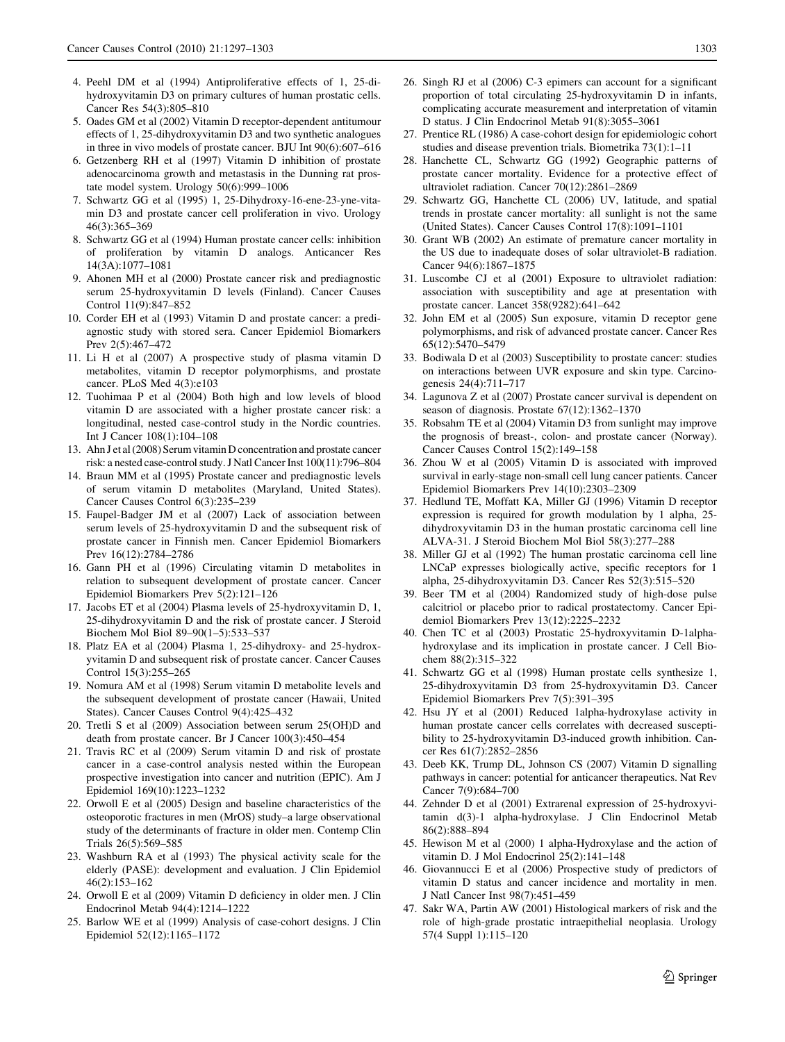4. Peehl DM et al (1994) Antiproliferative effects of 1, 25-dihydroxyvitamin D3 on primary cultures of human prostatic cells. Cancer Res 54(3):805–810
5. Oades GM et al (2002) Vitamin D receptor-dependent antitumour effects of 1, 25-dihydroxyvitamin D3 and two synthetic analogues in three in vivo models of prostate cancer. BJU Int 90(6):607–616
6. Getzenberg RH et al (1997) Vitamin D inhibition of prostate adenocarcinoma growth and metastasis in the Dunning rat prostate model system. Urology 50(6):999–1006
7. Schwartz GG et al (1995) 1, 25-Dihydroxy-16-ene-23-yne-vitamin D3 and prostate cancer cell proliferation in vivo. Urology 46(3):365–369
8. Schwartz GG et al (1994) Human prostate cancer cells: inhibition of proliferation by vitamin D analogs. Anticancer Res 14(3A):1077–1081
9. Ahonen MH et al (2000) Prostate cancer risk and prediagnostic serum 25-hydroxyvitamin D levels (Finland). Cancer Causes Control 11(9):847–852
10. Corder EH et al (1993) Vitamin D and prostate cancer: a prediagnostic study with stored sera. Cancer Epidemiol Biomarkers Prev 2(5):467–472
11. Li H et al (2007) A prospective study of plasma vitamin D metabolites, vitamin D receptor polymorphisms, and prostate cancer. PLoS Med 4(3):e103
12. Tuohimaa P et al (2004) Both high and low levels of blood vitamin D are associated with a higher prostate cancer risk: a longitudinal, nested case-control study in the Nordic countries. Int J Cancer 108(1):104–108
13. Ahn J et al (2008) Serum vitamin D concentration and prostate cancer risk: a nested case-control study. J Natl Cancer Inst 100(11):796–804
14. Braun MM et al (1995) Prostate cancer and prediagnostic levels of serum vitamin D metabolites (Maryland, United States). Cancer Causes Control 6(3):235–239
15. Faupel-Badger JM et al (2007) Lack of association between serum levels of 25-hydroxyvitamin D and the subsequent risk of prostate cancer in Finnish men. Cancer Epidemiol Biomarkers Prev 16(12):2784–2786
16. Gann PH et al (1996) Circulating vitamin D metabolites in relation to subsequent development of prostate cancer. Cancer Epidemiol Biomarkers Prev 5(2):121–126
17. Jacobs ET et al (2004) Plasma levels of 25-hydroxyvitamin D, 1, 25-dihydroxyvitamin D and the risk of prostate cancer. J Steroid Biochem Mol Biol 89–90(1–5):533–537
18. Platz EA et al (2004) Plasma 1, 25-dihydroxy- and 25-hydroxyvitamin D and subsequent risk of prostate cancer. Cancer Causes Control 15(3):255–265
19. Nomura AM et al (1998) Serum vitamin D metabolite levels and the subsequent development of prostate cancer (Hawaii, United States). Cancer Causes Control 9(4):425–432
20. Tretli S et al (2009) Association between serum 25(OH)D and death from prostate cancer. Br J Cancer 100(3):450–454
21. Travis RC et al (2009) Serum vitamin D and risk of prostate cancer in a case-control analysis nested within the European prospective investigation into cancer and nutrition (EPIC). Am J Epidemiol 169(10):1223–1232
22. Orwoll E et al (2005) Design and baseline characteristics of the osteoporotic fractures in men (MrOS) study–a large observational study of the determinants of fracture in older men. Contemp Clin Trials 26(5):569–585
23. Washburn RA et al (1993) The physical activity scale for the elderly (PASE): development and evaluation. J Clin Epidemiol 46(2):153–162
24. Orwoll E et al (2009) Vitamin D deficiency in older men. J Clin Endocrinol Metab 94(4):1214–1222
25. Barlow WE et al (1999) Analysis of case-cohort designs. J Clin Epidemiol 52(12):1165–1172
26. Singh RJ et al (2006) C-3 epimers can account for a significant proportion of total circulating 25-hydroxyvitamin D in infants, complicating accurate measurement and interpretation of vitamin D status. J Clin Endocrinol Metab 91(8):3055–3061
27. Prentice RL (1986) A case-cohort design for epidemiologic cohort studies and disease prevention trials. Biometrika 73(1):1–11
28. Hanchette CL, Schwartz GG (1992) Geographic patterns of prostate cancer mortality. Evidence for a protective effect of ultraviolet radiation. Cancer 70(12):2861–2869
29. Schwartz GG, Hanchette CL (2006) UV, latitude, and spatial trends in prostate cancer mortality: all sunlight is not the same (United States). Cancer Causes Control 17(8):1091–1101
30. Grant WB (2002) An estimate of premature cancer mortality in the US due to inadequate doses of solar ultraviolet-B radiation. Cancer 94(6):1867–1875
31. Luscombe CJ et al (2001) Exposure to ultraviolet radiation: association with susceptibility and age at presentation with prostate cancer. Lancet 358(9282):641–642
32. John EM et al (2005) Sun exposure, vitamin D receptor gene polymorphisms, and risk of advanced prostate cancer. Cancer Res 65(12):5470–5479
33. Bodiwala D et al (2003) Susceptibility to prostate cancer: studies on interactions between UVR exposure and skin type. Carcinogenesis 24(4):711–717
34. Lagunova Z et al (2007) Prostate cancer survival is dependent on season of diagnosis. Prostate 67(12):1362–1370
35. Robsahm TE et al (2004) Vitamin D3 from sunlight may improve the prognosis of breast-, colon- and prostate cancer (Norway). Cancer Causes Control 15(2):149–158
36. Zhou W et al (2005) Vitamin D is associated with improved survival in early-stage non-small cell lung cancer patients. Cancer Epidemiol Biomarkers Prev 14(10):2303–2309
37. Hedlund TE, Moffatt KA, Miller GJ (1996) Vitamin D receptor expression is required for growth modulation by 1 alpha, 25-dihydroxyvitamin D3 in the human prostatic carcinoma cell line ALVA-31. J Steroid Biochem Mol Biol 58(3):277–288
38. Miller GJ et al (1992) The human prostatic carcinoma cell line LNCaP expresses biologically active, specific receptors for 1 alpha, 25-dihydroxyvitamin D3. Cancer Res 52(3):515–520
39. Beer TM et al (2004) Randomized study of high-dose pulse calcitriol or placebo prior to radical prostatectomy. Cancer Epidemiol Biomarkers Prev 13(12):2225–2232
40. Chen TC et al (2003) Prostatic 25-hydroxyvitamin D-1alpha-hydroxylase and its implication in prostate cancer. J Cell Biochem 88(2):315–322
41. Schwartz GG et al (1998) Human prostate cells synthesize 1, 25-dihydroxyvitamin D3 from 25-hydroxyvitamin D3. Cancer Epidemiol Biomarkers Prev 7(5):391–395
42. Hsu JY et al (2001) Reduced 1alpha-hydroxylase activity in human prostate cancer cells correlates with decreased susceptibility to 25-hydroxyvitamin D3-induced growth inhibition. Cancer Res 61(7):2852–2856
43. Deeb KK, Trump DL, Johnson CS (2007) Vitamin D signalling pathways in cancer: potential for anticancer therapeutics. Nat Rev Cancer 7(9):684–700
44. Zehnder D et al (2001) Extrarenal expression of 25-hydroxyvitamin d(3)-1 alpha-hydroxylase. J Clin Endocrinol Metab 86(2):888–894
45. Hewison M et al (2000) 1 alpha-Hydroxylase and the action of vitamin D. J Mol Endocrinol 25(2):141–148
46. Giovannucci E et al (2006) Prospective study of predictors of vitamin D status and cancer incidence and mortality in men. J Natl Cancer Inst 98(7):451–459
47. Sakr WA, Partin AW (2001) Histological markers of risk and the role of high-grade prostatic intraepithelial neoplasia. Urology 57(4 Suppl 1):115–120